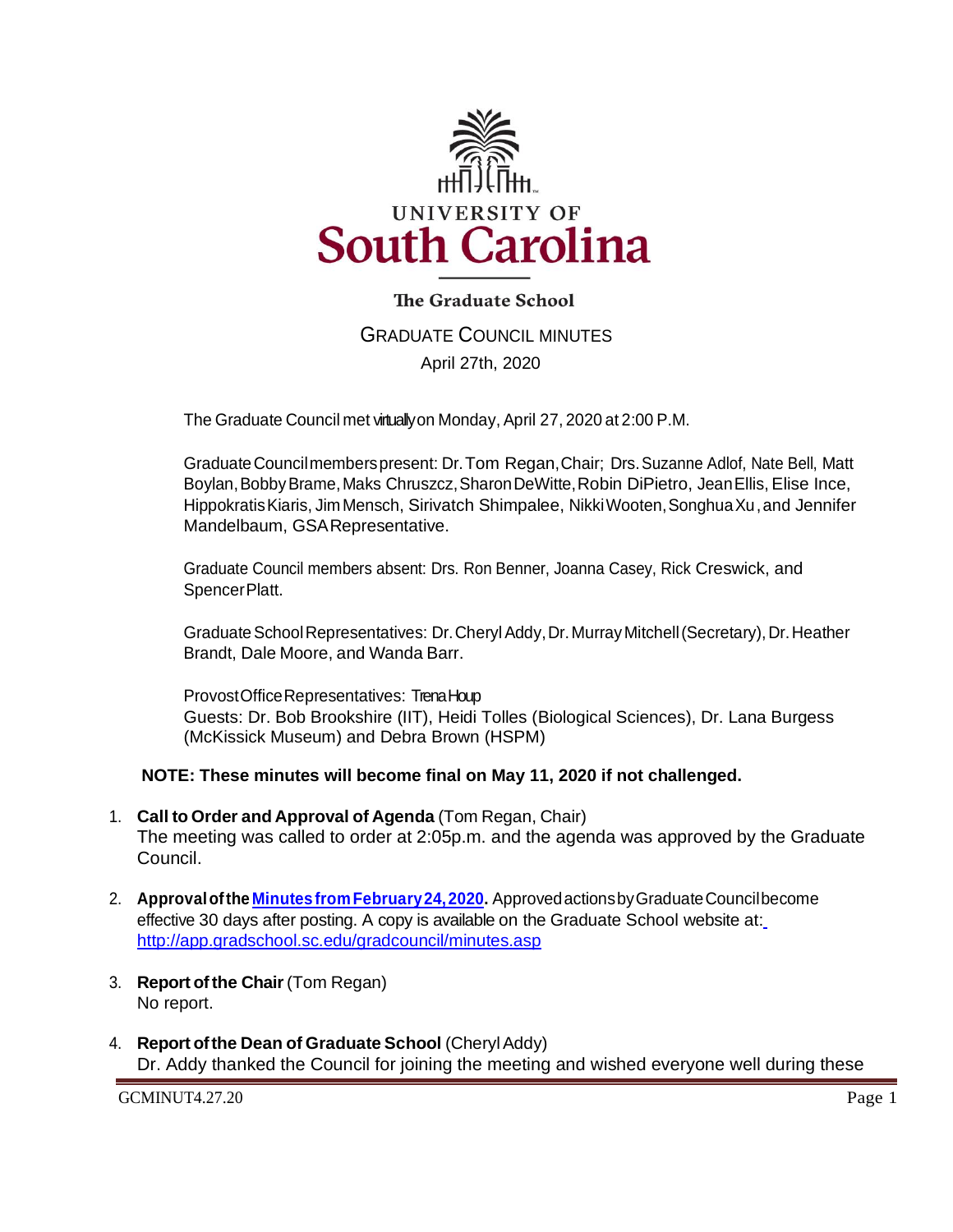UNIVERSITY OF

# South Carolina

The Graduate School

## GRADUATE COUNCIL MINUTES

April 27th, 2020

The Graduate Council met virtually on Monday, April 27, 2020 at 2:00 P.M.

Graduate Council members present: Dr. Tom Regan, Chair; Drs. Suzanne Adlof, Nate Bell, Matt Boylan, Bobby Brame, Maks Chruszcz, Sharon DeWitte, Robin DiPietro, Jean Ellis, Elise Ince, Hippokratis Kiaris, Jim Mensch, Sirivatch Shimpalee, Nikki Wooten, Songhua Xu, and Jennifer Mandelbaum, GSA Representative.

Graduate Council members absent: Drs. Ron Benner, Joanna Casey, Rick Creswick, and Spencer Platt.

Graduate School Representatives: Dr. Cheryl Addy, Dr. Murray Mitchell (Secretary), Dr. Heather Brandt, Dale Moore, and Wanda Barr.

Provost Office Representatives: Trena Houp
Guests: Dr. Bob Brookshire (IIT), Heidi Tolles (Biological Sciences), Dr. Lana Burgess (McKissick Museum) and Debra Brown (HSPM)

**NOTE: These minutes will become final on May 11, 2020 if not challenged.**

1. **Call to Order and Approval of Agenda** (Tom Regan, Chair)
   The meeting was called to order at 2:05p.m. and the agenda was approved by the Graduate Council.

2. **Approval of the [Minutes from February 24, 2020](http://app.gradschool.sc.edu/gradcouncil/minutes.asp).** Approved actions by Graduate Council become effective 30 days after posting. A copy is available on the Graduate School website at: http://app.gradschool.sc.edu/gradcouncil/minutes.asp

3. **Report of the Chair** (Tom Regan)
   No report.

4. **Report of the Dean of Graduate School** (Cheryl Addy)
   Dr. Addy thanked the Council for joining the meeting and wished everyone well during these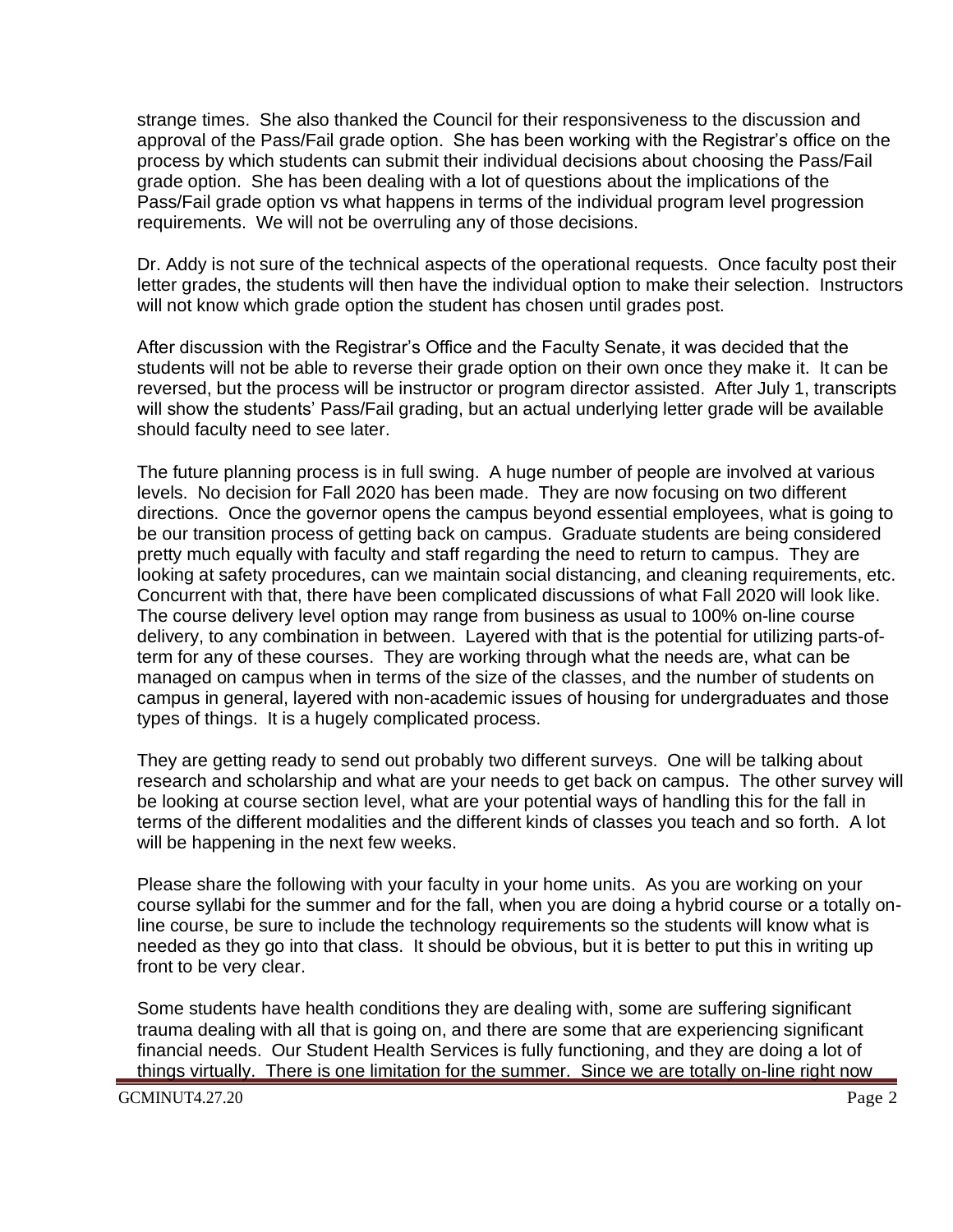strange times. She also thanked the Council for their responsiveness to the discussion and approval of the Pass/Fail grade option. She has been working with the Registrar's office on the process by which students can submit their individual decisions about choosing the Pass/Fail grade option. She has been dealing with a lot of questions about the implications of the Pass/Fail grade option vs what happens in terms of the individual program level progression requirements. We will not be overruling any of those decisions.

Dr. Addy is not sure of the technical aspects of the operational requests. Once faculty post their letter grades, the students will then have the individual option to make their selection. Instructors will not know which grade option the student has chosen until grades post.

After discussion with the Registrar's Office and the Faculty Senate, it was decided that the students will not be able to reverse their grade option on their own once they make it. It can be reversed, but the process will be instructor or program director assisted. After July 1, transcripts will show the students' Pass/Fail grading, but an actual underlying letter grade will be available should faculty need to see later.

The future planning process is in full swing. A huge number of people are involved at various levels. No decision for Fall 2020 has been made. They are now focusing on two different directions. Once the governor opens the campus beyond essential employees, what is going to be our transition process of getting back on campus. Graduate students are being considered pretty much equally with faculty and staff regarding the need to return to campus. They are looking at safety procedures, can we maintain social distancing, and cleaning requirements, etc. Concurrent with that, there have been complicated discussions of what Fall 2020 will look like. The course delivery level option may range from business as usual to 100% on-line course delivery, to any combination in between. Layered with that is the potential for utilizing parts-of-term for any of these courses. They are working through what the needs are, what can be managed on campus when in terms of the size of the classes, and the number of students on campus in general, layered with non-academic issues of housing for undergraduates and those types of things. It is a hugely complicated process.

They are getting ready to send out probably two different surveys. One will be talking about research and scholarship and what are your needs to get back on campus. The other survey will be looking at course section level, what are your potential ways of handling this for the fall in terms of the different modalities and the different kinds of classes you teach and so forth. A lot will be happening in the next few weeks.

Please share the following with your faculty in your home units. As you are working on your course syllabi for the summer and for the fall, when you are doing a hybrid course or a totally on-line course, be sure to include the technology requirements so the students will know what is needed as they go into that class. It should be obvious, but it is better to put this in writing up front to be very clear.

Some students have health conditions they are dealing with, some are suffering significant trauma dealing with all that is going on, and there are some that are experiencing significant financial needs. Our Student Health Services is fully functioning, and they are doing a lot of things virtually. There is one limitation for the summer. Since we are totally on-line right now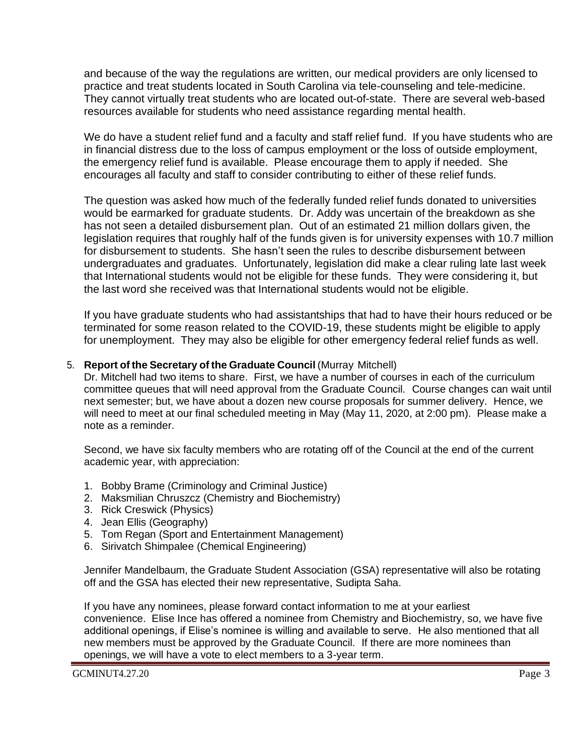and because of the way the regulations are written, our medical providers are only licensed to practice and treat students located in South Carolina via tele-counseling and tele-medicine. They cannot virtually treat students who are located out-of-state. There are several web-based resources available for students who need assistance regarding mental health.

We do have a student relief fund and a faculty and staff relief fund. If you have students who are in financial distress due to the loss of campus employment or the loss of outside employment, the emergency relief fund is available. Please encourage them to apply if needed. She encourages all faculty and staff to consider contributing to either of these relief funds.

The question was asked how much of the federally funded relief funds donated to universities would be earmarked for graduate students. Dr. Addy was uncertain of the breakdown as she has not seen a detailed disbursement plan. Out of an estimated 21 million dollars given, the legislation requires that roughly half of the funds given is for university expenses with 10.7 million for disbursement to students. She hasn't seen the rules to describe disbursement between undergraduates and graduates. Unfortunately, legislation did make a clear ruling late last week that International students would not be eligible for these funds. They were considering it, but the last word she received was that International students would not be eligible.

If you have graduate students who had assistantships that had to have their hours reduced or be terminated for some reason related to the COVID-19, these students might be eligible to apply for unemployment. They may also be eligible for other emergency federal relief funds as well.

5. **Report of the Secretary of the Graduate Council** (Murray Mitchell)

Dr. Mitchell had two items to share. First, we have a number of courses in each of the curriculum committee queues that will need approval from the Graduate Council. Course changes can wait until next semester; but, we have about a dozen new course proposals for summer delivery. Hence, we will need to meet at our final scheduled meeting in May (May 11, 2020, at 2:00 pm). Please make a note as a reminder.

Second, we have six faculty members who are rotating off of the Council at the end of the current academic year, with appreciation:

1. Bobby Brame (Criminology and Criminal Justice)
2. Maksmilian Chruszcz (Chemistry and Biochemistry)
3. Rick Creswick (Physics)
4. Jean Ellis (Geography)
5. Tom Regan (Sport and Entertainment Management)
6. Sirivatch Shimpalee (Chemical Engineering)

Jennifer Mandelbaum, the Graduate Student Association (GSA) representative will also be rotating off and the GSA has elected their new representative, Sudipta Saha.

If you have any nominees, please forward contact information to me at your earliest convenience. Elise Ince has offered a nominee from Chemistry and Biochemistry, so, we have five additional openings, if Elise's nominee is willing and available to serve. He also mentioned that all new members must be approved by the Graduate Council. If there are more nominees than openings, we will have a vote to elect members to a 3-year term.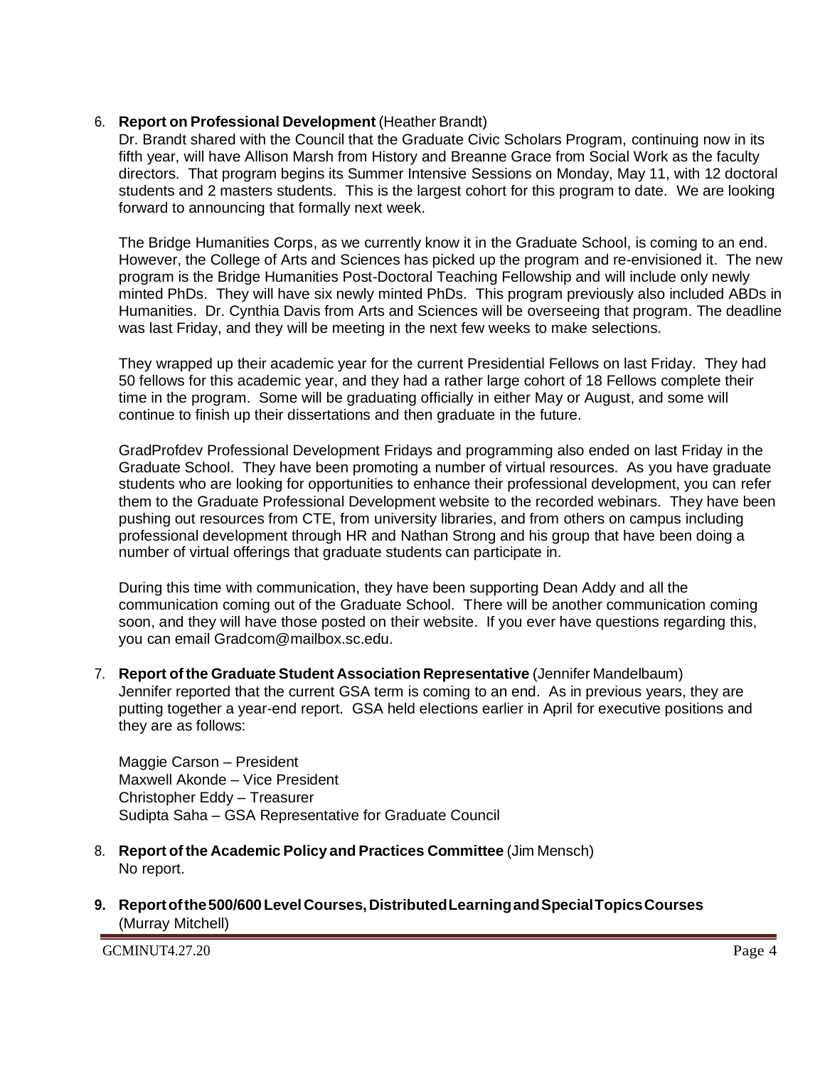6. **Report on Professional Development** (Heather Brandt)

Dr. Brandt shared with the Council that the Graduate Civic Scholars Program, continuing now in its fifth year, will have Allison Marsh from History and Breanne Grace from Social Work as the faculty directors. That program begins its Summer Intensive Sessions on Monday, May 11, with 12 doctoral students and 2 masters students. This is the largest cohort for this program to date. We are looking forward to announcing that formally next week.

The Bridge Humanities Corps, as we currently know it in the Graduate School, is coming to an end. However, the College of Arts and Sciences has picked up the program and re-envisioned it. The new program is the Bridge Humanities Post-Doctoral Teaching Fellowship and will include only newly minted PhDs. They will have six newly minted PhDs. This program previously also included ABDs in Humanities. Dr. Cynthia Davis from Arts and Sciences will be overseeing that program. The deadline was last Friday, and they will be meeting in the next few weeks to make selections.

They wrapped up their academic year for the current Presidential Fellows on last Friday. They had 50 fellows for this academic year, and they had a rather large cohort of 18 Fellows complete their time in the program. Some will be graduating officially in either May or August, and some will continue to finish up their dissertations and then graduate in the future.

GradProfdev Professional Development Fridays and programming also ended on last Friday in the Graduate School. They have been promoting a number of virtual resources. As you have graduate students who are looking for opportunities to enhance their professional development, you can refer them to the Graduate Professional Development website to the recorded webinars. They have been pushing out resources from CTE, from university libraries, and from others on campus including professional development through HR and Nathan Strong and his group that have been doing a number of virtual offerings that graduate students can participate in.

During this time with communication, they have been supporting Dean Addy and all the communication coming out of the Graduate School. There will be another communication coming soon, and they will have those posted on their website. If you ever have questions regarding this, you can email Gradcom@mailbox.sc.edu.

7. **Report of the Graduate Student Association Representative** (Jennifer Mandelbaum)

Jennifer reported that the current GSA term is coming to an end. As in previous years, they are putting together a year-end report. GSA held elections earlier in April for executive positions and they are as follows:

Maggie Carson – President
Maxwell Akonde – Vice President
Christopher Eddy – Treasurer
Sudipta Saha – GSA Representative for Graduate Council

8. **Report of the Academic Policy and Practices Committee** (Jim Mensch)

No report.

9. **Report of the 500/600 Level Courses, Distributed Learning and Special Topics Courses** (Murray Mitchell)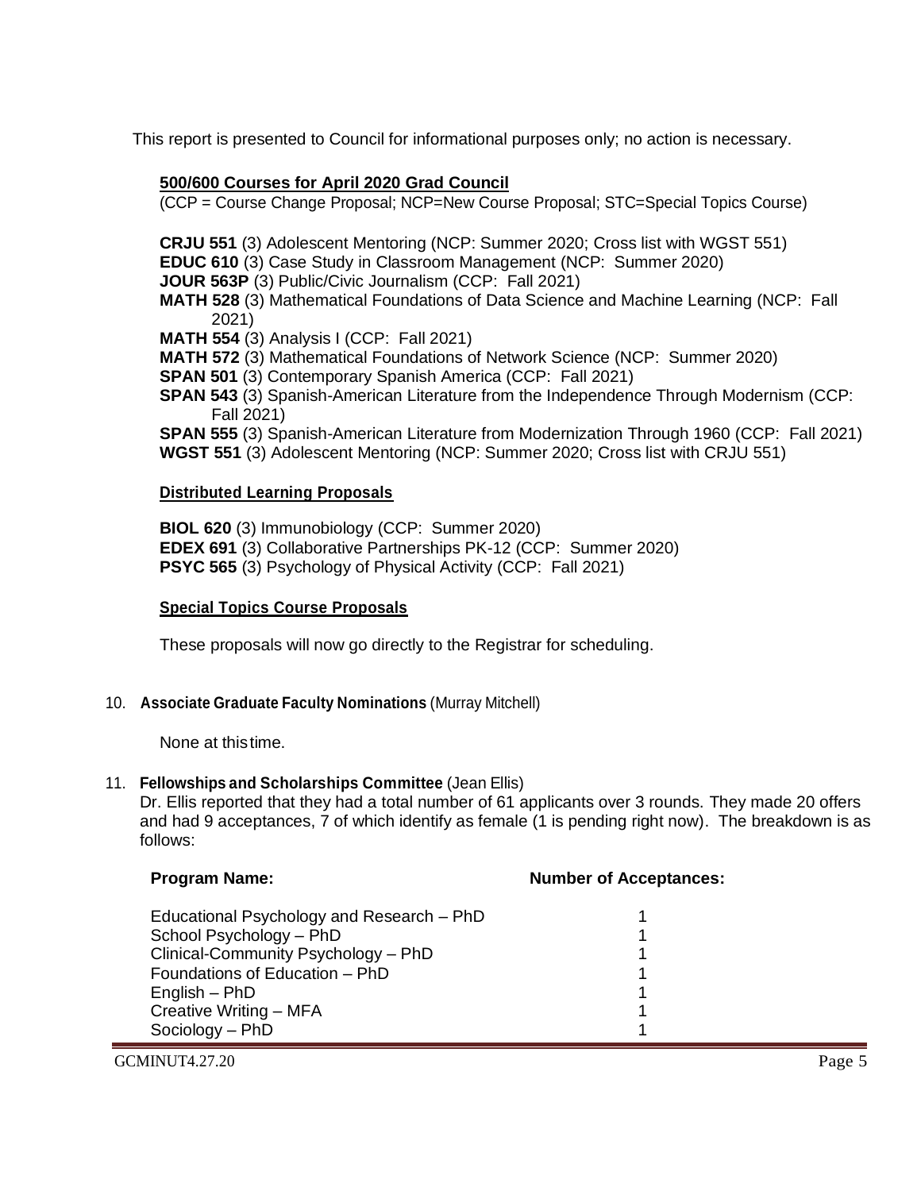This report is presented to Council for informational purposes only; no action is necessary.

**500/600 Courses for April 2020 Grad Council**

(CCP = Course Change Proposal; NCP=New Course Proposal; STC=Special Topics Course)

**CRJU 551** (3) Adolescent Mentoring (NCP: Summer 2020; Cross list with WGST 551)
**EDUC 610** (3) Case Study in Classroom Management (NCP: Summer 2020)
**JOUR 563P** (3) Public/Civic Journalism (CCP: Fall 2021)
**MATH 528** (3) Mathematical Foundations of Data Science and Machine Learning (NCP: Fall 2021)
**MATH 554** (3) Analysis I (CCP: Fall 2021)
**MATH 572** (3) Mathematical Foundations of Network Science (NCP: Summer 2020)
**SPAN 501** (3) Contemporary Spanish America (CCP: Fall 2021)
**SPAN 543** (3) Spanish-American Literature from the Independence Through Modernism (CCP: Fall 2021)
**SPAN 555** (3) Spanish-American Literature from Modernization Through 1960 (CCP: Fall 2021)
**WGST 551** (3) Adolescent Mentoring (NCP: Summer 2020; Cross list with CRJU 551)

**Distributed Learning Proposals**

**BIOL 620** (3) Immunobiology (CCP: Summer 2020)
**EDEX 691** (3) Collaborative Partnerships PK-12 (CCP: Summer 2020)
**PSYC 565** (3) Psychology of Physical Activity (CCP: Fall 2021)

**Special Topics Course Proposals**

These proposals will now go directly to the Registrar for scheduling.

10. **Associate Graduate Faculty Nominations** (Murray Mitchell)

None at this time.

11. **Fellowships and Scholarships Committee** (Jean Ellis)
Dr. Ellis reported that they had a total number of 61 applicants over 3 rounds. They made 20 offers and had 9 acceptances, 7 of which identify as female (1 is pending right now). The breakdown is as follows:

| Program Name: | Number of Acceptances: |
|---|---|
| Educational Psychology and Research – PhD | 1 |
| School Psychology – PhD | 1 |
| Clinical-Community Psychology – PhD | 1 |
| Foundations of Education – PhD | 1 |
| English – PhD | 1 |
| Creative Writing – MFA | 1 |
| Sociology – PhD | 1 |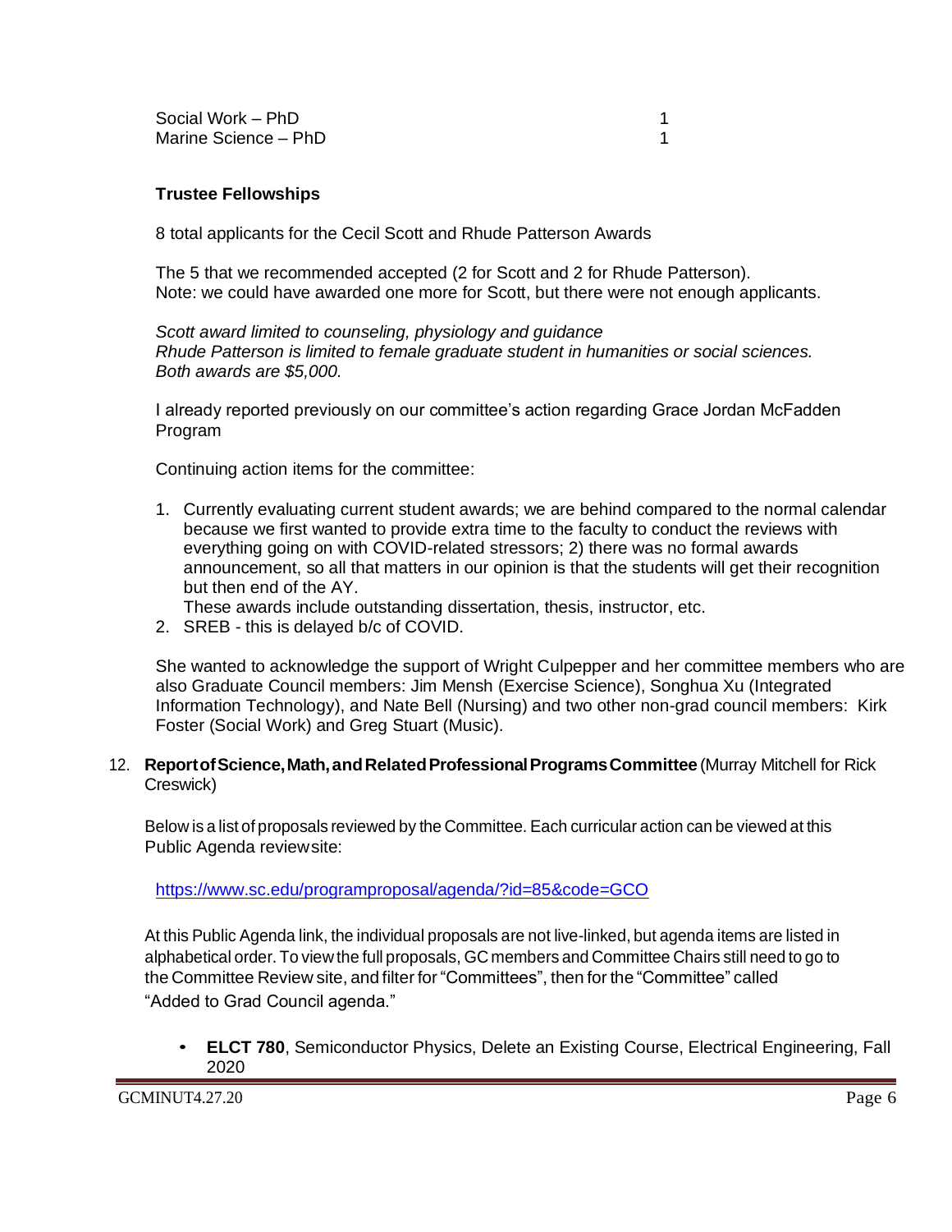| | |
|---|---|
| Social Work – PhD | 1 |
| Marine Science – PhD | 1 |

**Trustee Fellowships**

8 total applicants for the Cecil Scott and Rhude Patterson Awards

The 5 that we recommended accepted (2 for Scott and 2 for Rhude Patterson).
Note: we could have awarded one more for Scott, but there were not enough applicants.

*Scott award limited to counseling, physiology and guidance*
*Rhude Patterson is limited to female graduate student in humanities or social sciences.*
*Both awards are $5,000.*

I already reported previously on our committee's action regarding Grace Jordan McFadden Program

Continuing action items for the committee:

1. Currently evaluating current student awards; we are behind compared to the normal calendar because we first wanted to provide extra time to the faculty to conduct the reviews with everything going on with COVID-related stressors; 2) there was no formal awards announcement, so all that matters in our opinion is that the students will get their recognition but then end of the AY.
   These awards include outstanding dissertation, thesis, instructor, etc.
2. SREB - this is delayed b/c of COVID.

She wanted to acknowledge the support of Wright Culpepper and her committee members who are also Graduate Council members: Jim Mensh (Exercise Science), Songhua Xu (Integrated Information Technology), and Nate Bell (Nursing) and two other non-grad council members: Kirk Foster (Social Work) and Greg Stuart (Music).

12. **Report of Science, Math, and Related Professional Programs Committee** (Murray Mitchell for Rick Creswick)

Below is a list of proposals reviewed by the Committee. Each curricular action can be viewed at this Public Agenda review site:

https://www.sc.edu/programproposal/agenda/?id=85&code=GCO

At this Public Agenda link, the individual proposals are not live-linked, but agenda items are listed in alphabetical order. To view the full proposals, GC members and Committee Chairs still need to go to the Committee Review site, and filter for "Committees", then for the "Committee" called "Added to Grad Council agenda."

- **ELCT 780**, Semiconductor Physics, Delete an Existing Course, Electrical Engineering, Fall 2020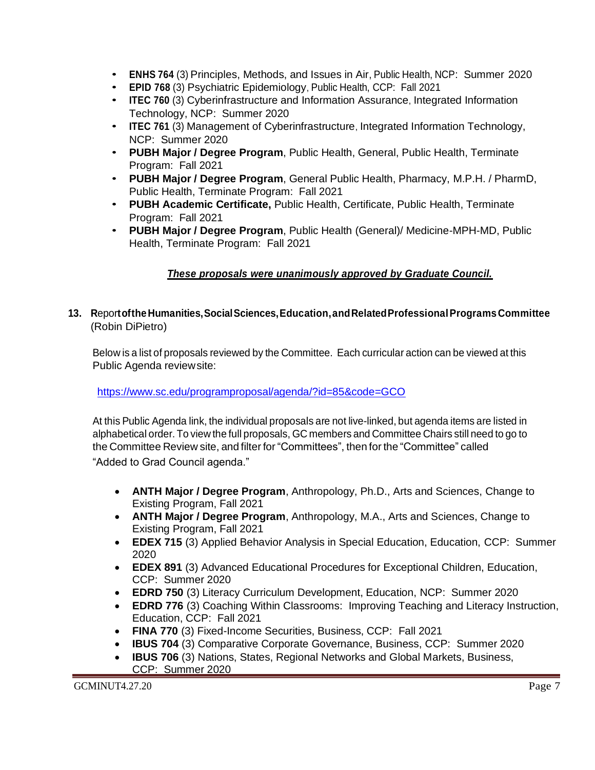- **ENHS 764** (3) Principles, Methods, and Issues in Air, Public Health, NCP: Summer 2020
- **EPID 768** (3) Psychiatric Epidemiology, Public Health, CCP: Fall 2021
- **ITEC 760** (3) Cyberinfrastructure and Information Assurance, Integrated Information Technology, NCP: Summer 2020
- **ITEC 761** (3) Management of Cyberinfrastructure, Integrated Information Technology, NCP: Summer 2020
- **PUBH Major / Degree Program**, Public Health, General, Public Health, Terminate Program: Fall 2021
- **PUBH Major / Degree Program**, General Public Health, Pharmacy, M.P.H. / PharmD, Public Health, Terminate Program: Fall 2021
- **PUBH Academic Certificate,** Public Health, Certificate, Public Health, Terminate Program: Fall 2021
- **PUBH Major / Degree Program**, Public Health (General)/ Medicine-MPH-MD, Public Health, Terminate Program: Fall 2021

***These proposals were unanimously approved by Graduate Council.***

**13. Report of the Humanities, Social Sciences, Education, and Related Professional Programs Committee** (Robin DiPietro)

Below is a list of proposals reviewed by the Committee. Each curricular action can be viewed at this Public Agenda review site:

https://www.sc.edu/programproposal/agenda/?id=85&code=GCO

At this Public Agenda link, the individual proposals are not live-linked, but agenda items are listed in alphabetical order. To view the full proposals, GC members and Committee Chairs still need to go to the Committee Review site, and filter for "Committees", then for the "Committee" called "Added to Grad Council agenda."

- **ANTH Major / Degree Program**, Anthropology, Ph.D., Arts and Sciences, Change to Existing Program, Fall 2021
- **ANTH Major / Degree Program**, Anthropology, M.A., Arts and Sciences, Change to Existing Program, Fall 2021
- **EDEX 715** (3) Applied Behavior Analysis in Special Education, Education, CCP: Summer 2020
- **EDEX 891** (3) Advanced Educational Procedures for Exceptional Children, Education, CCP: Summer 2020
- **EDRD 750** (3) Literacy Curriculum Development, Education, NCP: Summer 2020
- **EDRD 776** (3) Coaching Within Classrooms: Improving Teaching and Literacy Instruction, Education, CCP: Fall 2021
- **FINA 770** (3) Fixed-Income Securities, Business, CCP: Fall 2021
- **IBUS 704** (3) Comparative Corporate Governance, Business, CCP: Summer 2020
- **IBUS 706** (3) Nations, States, Regional Networks and Global Markets, Business, CCP: Summer 2020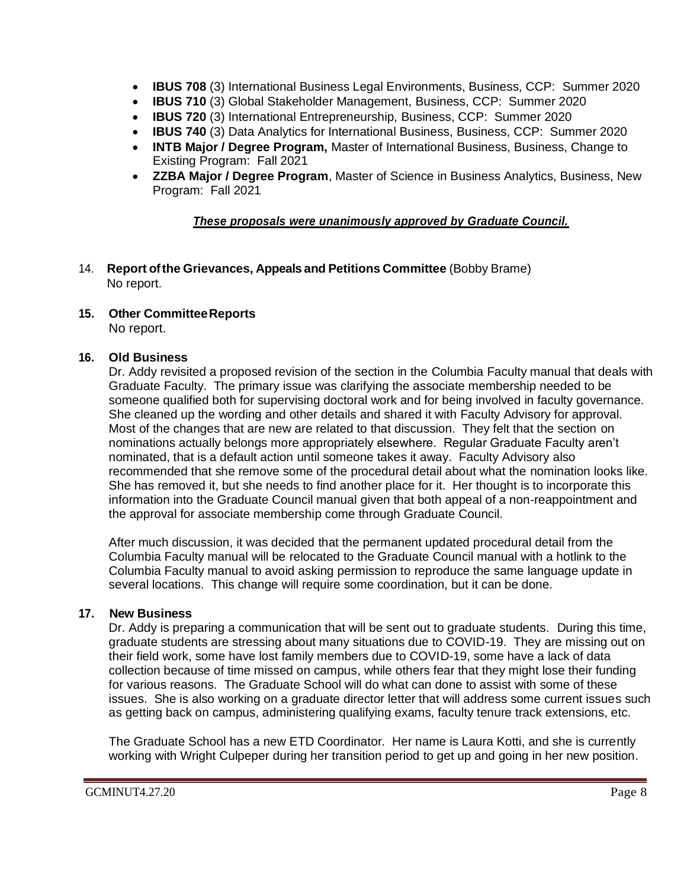- **IBUS 708** (3) International Business Legal Environments, Business, CCP: Summer 2020
- **IBUS 710** (3) Global Stakeholder Management, Business, CCP: Summer 2020
- **IBUS 720** (3) International Entrepreneurship, Business, CCP: Summer 2020
- **IBUS 740** (3) Data Analytics for International Business, Business, CCP: Summer 2020
- **INTB Major / Degree Program,** Master of International Business, Business, Change to Existing Program: Fall 2021
- **ZZBA Major / Degree Program**, Master of Science in Business Analytics, Business, New Program: Fall 2021

***<u>These proposals were unanimously approved by Graduate Council.</u>***

14. **Report of the Grievances, Appeals and Petitions Committee** (Bobby Brame)
No report.

**15. Other Committee Reports**
No report.

**16. Old Business**

Dr. Addy revisited a proposed revision of the section in the Columbia Faculty manual that deals with Graduate Faculty. The primary issue was clarifying the associate membership needed to be someone qualified both for supervising doctoral work and for being involved in faculty governance. She cleaned up the wording and other details and shared it with Faculty Advisory for approval. Most of the changes that are new are related to that discussion. They felt that the section on nominations actually belongs more appropriately elsewhere. Regular Graduate Faculty aren't nominated, that is a default action until someone takes it away. Faculty Advisory also recommended that she remove some of the procedural detail about what the nomination looks like. She has removed it, but she needs to find another place for it. Her thought is to incorporate this information into the Graduate Council manual given that both appeal of a non-reappointment and the approval for associate membership come through Graduate Council.

After much discussion, it was decided that the permanent updated procedural detail from the Columbia Faculty manual will be relocated to the Graduate Council manual with a hotlink to the Columbia Faculty manual to avoid asking permission to reproduce the same language update in several locations. This change will require some coordination, but it can be done.

**17. New Business**

Dr. Addy is preparing a communication that will be sent out to graduate students. During this time, graduate students are stressing about many situations due to COVID-19. They are missing out on their field work, some have lost family members due to COVID-19, some have a lack of data collection because of time missed on campus, while others fear that they might lose their funding for various reasons. The Graduate School will do what can done to assist with some of these issues. She is also working on a graduate director letter that will address some current issues such as getting back on campus, administering qualifying exams, faculty tenure track extensions, etc.

The Graduate School has a new ETD Coordinator. Her name is Laura Kotti, and she is currently working with Wright Culpeper during her transition period to get up and going in her new position.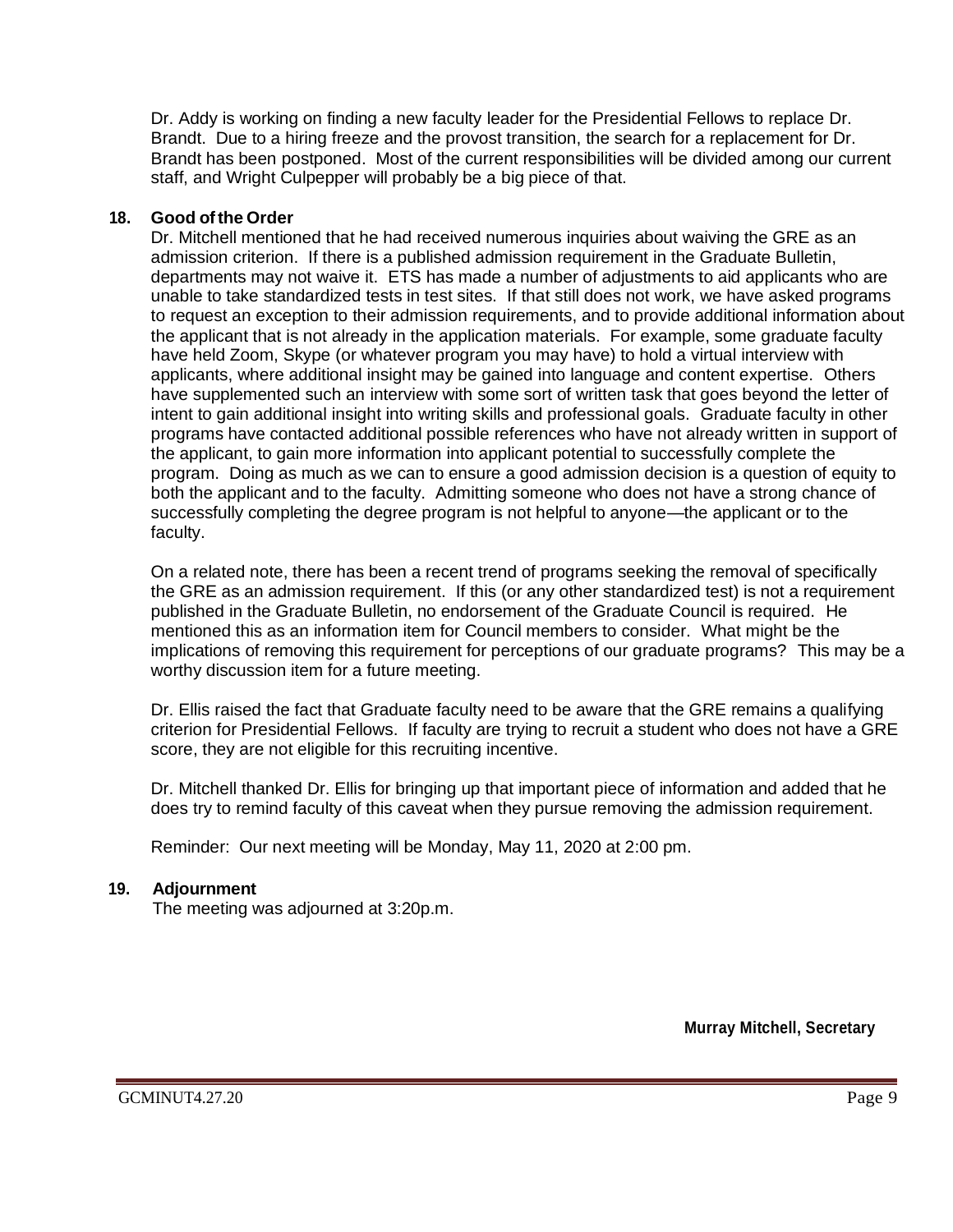Dr. Addy is working on finding a new faculty leader for the Presidential Fellows to replace Dr. Brandt. Due to a hiring freeze and the provost transition, the search for a replacement for Dr. Brandt has been postponed. Most of the current responsibilities will be divided among our current staff, and Wright Culpepper will probably be a big piece of that.

**18. Good of the Order**

Dr. Mitchell mentioned that he had received numerous inquiries about waiving the GRE as an admission criterion. If there is a published admission requirement in the Graduate Bulletin, departments may not waive it. ETS has made a number of adjustments to aid applicants who are unable to take standardized tests in test sites. If that still does not work, we have asked programs to request an exception to their admission requirements, and to provide additional information about the applicant that is not already in the application materials. For example, some graduate faculty have held Zoom, Skype (or whatever program you may have) to hold a virtual interview with applicants, where additional insight may be gained into language and content expertise. Others have supplemented such an interview with some sort of written task that goes beyond the letter of intent to gain additional insight into writing skills and professional goals. Graduate faculty in other programs have contacted additional possible references who have not already written in support of the applicant, to gain more information into applicant potential to successfully complete the program. Doing as much as we can to ensure a good admission decision is a question of equity to both the applicant and to the faculty. Admitting someone who does not have a strong chance of successfully completing the degree program is not helpful to anyone—the applicant or to the faculty.

On a related note, there has been a recent trend of programs seeking the removal of specifically the GRE as an admission requirement. If this (or any other standardized test) is not a requirement published in the Graduate Bulletin, no endorsement of the Graduate Council is required. He mentioned this as an information item for Council members to consider. What might be the implications of removing this requirement for perceptions of our graduate programs? This may be a worthy discussion item for a future meeting.

Dr. Ellis raised the fact that Graduate faculty need to be aware that the GRE remains a qualifying criterion for Presidential Fellows. If faculty are trying to recruit a student who does not have a GRE score, they are not eligible for this recruiting incentive.

Dr. Mitchell thanked Dr. Ellis for bringing up that important piece of information and added that he does try to remind faculty of this caveat when they pursue removing the admission requirement.

Reminder: Our next meeting will be Monday, May 11, 2020 at 2:00 pm.

**19. Adjournment**

The meeting was adjourned at 3:20p.m.

**Murray Mitchell, Secretary**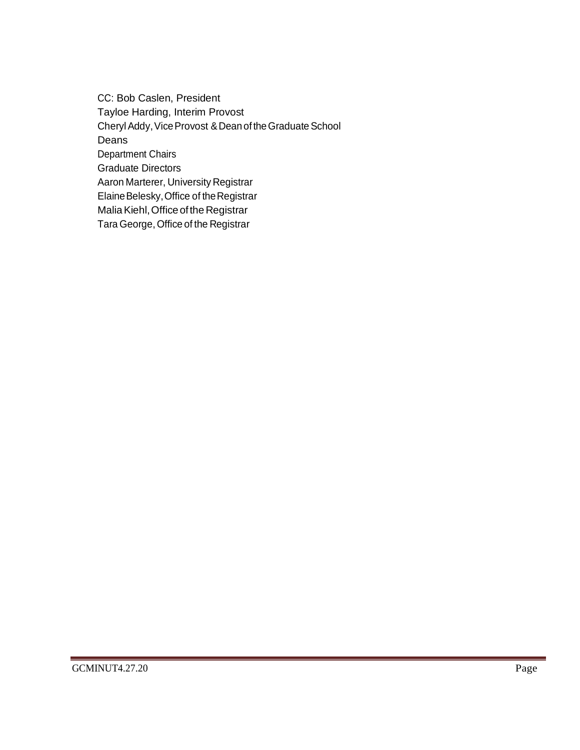CC: Bob Caslen, President
Tayloe Harding, Interim Provost
Cheryl Addy, Vice Provost & Dean of the Graduate School
Deans
Department Chairs
Graduate Directors
Aaron Marterer, University Registrar
Elaine Belesky, Office of the Registrar
Malia Kiehl, Office of the Registrar
Tara George, Office of the Registrar